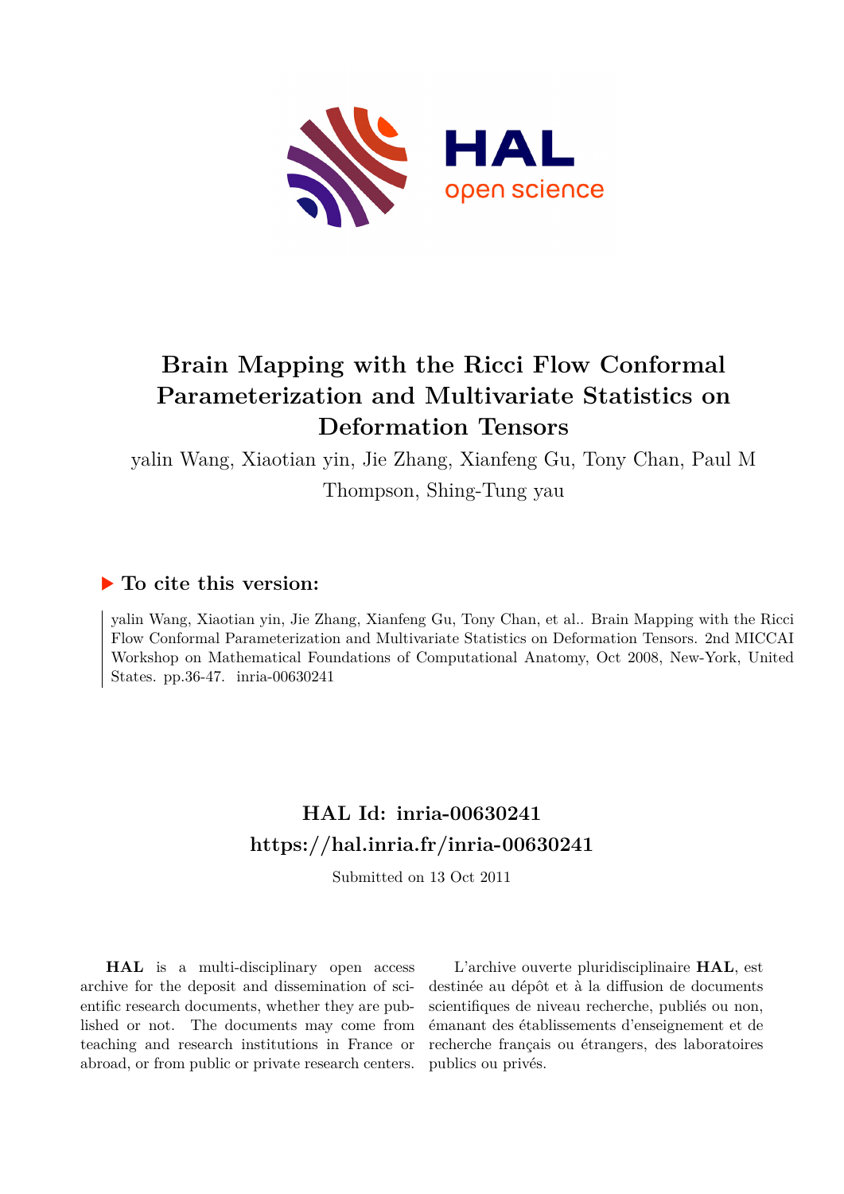# Brain Mapping with the Ricci Flow Conformal Parameterization and Multivariate Statistics on Deformation Tensors

yalin Wang, Xiaotian yin, Jie Zhang, Xianfeng Gu, Tony Chan, Paul M Thompson, Shing-Tung yau

## ▶ To cite this version:

yalin Wang, Xiaotian yin, Jie Zhang, Xianfeng Gu, Tony Chan, et al.. Brain Mapping with the Ricci Flow Conformal Parameterization and Multivariate Statistics on Deformation Tensors. 2nd MICCAI Workshop on Mathematical Foundations of Computational Anatomy, Oct 2008, New-York, United States. pp.36-47. inria-00630241

## HAL Id: inria-00630241
## https://hal.inria.fr/inria-00630241

Submitted on 13 Oct 2011

**HAL** is a multi-disciplinary open access archive for the deposit and dissemination of scientific research documents, whether they are published or not. The documents may come from teaching and research institutions in France or abroad, or from public or private research centers.

L'archive ouverte pluridisciplinaire **HAL**, est destinée au dépôt et à la diffusion de documents scientifiques de niveau recherche, publiés ou non, émanant des établissements d'enseignement et de recherche français ou étrangers, des laboratoires publics ou privés.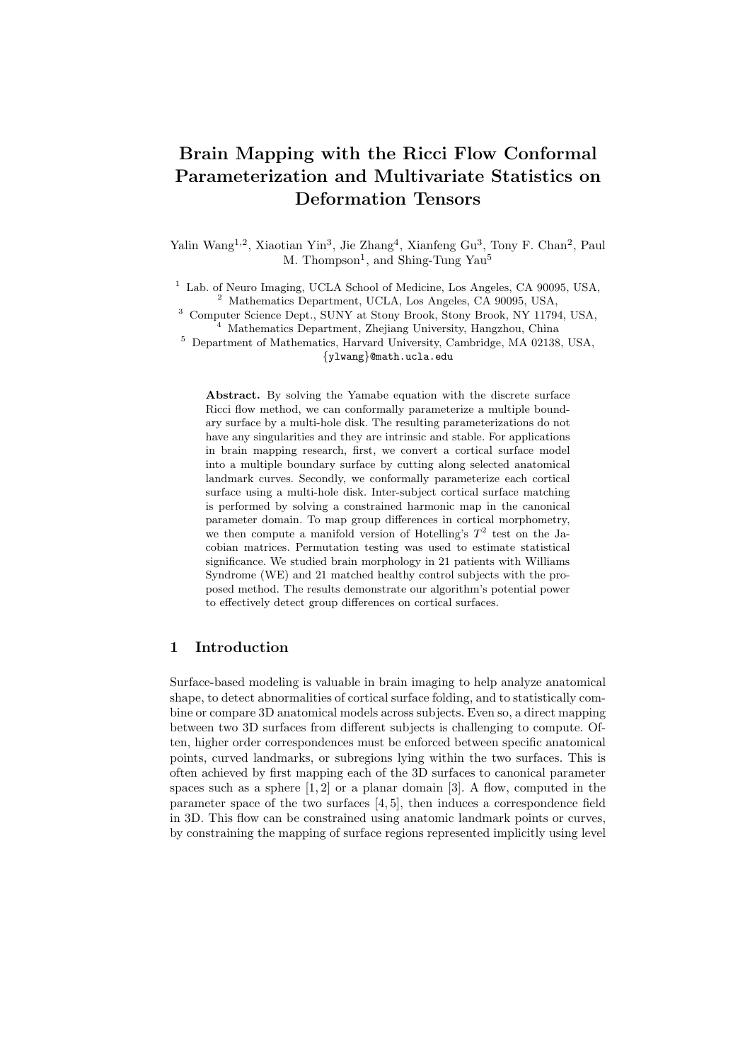# Brain Mapping with the Ricci Flow Conformal Parameterization and Multivariate Statistics on Deformation Tensors

Yalin Wang[1,2], Xiaotian Yin[3], Jie Zhang[4], Xianfeng Gu[3], Tony F. Chan[2], Paul M. Thompson[1], and Shing-Tung Yau[5]

[1] Lab. of Neuro Imaging, UCLA School of Medicine, Los Angeles, CA 90095, USA,
[2] Mathematics Department, UCLA, Los Angeles, CA 90095, USA,
[3] Computer Science Dept., SUNY at Stony Brook, Stony Brook, NY 11794, USA,
[4] Mathematics Department, Zhejiang University, Hangzhou, China
[5] Department of Mathematics, Harvard University, Cambridge, MA 02138, USA,
{ylwang}@math.ucla.edu

**Abstract.** By solving the Yamabe equation with the discrete surface Ricci flow method, we can conformally parameterize a multiple boundary surface by a multi-hole disk. The resulting parameterizations do not have any singularities and they are intrinsic and stable. For applications in brain mapping research, first, we convert a cortical surface model into a multiple boundary surface by cutting along selected anatomical landmark curves. Secondly, we conformally parameterize each cortical surface using a multi-hole disk. Inter-subject cortical surface matching is performed by solving a constrained harmonic map in the canonical parameter domain. To map group differences in cortical morphometry, we then compute a manifold version of Hotelling's $T^2$ test on the Jacobian matrices. Permutation testing was used to estimate statistical significance. We studied brain morphology in 21 patients with Williams Syndrome (WE) and 21 matched healthy control subjects with the proposed method. The results demonstrate our algorithm's potential power to effectively detect group differences on cortical surfaces.

## 1 Introduction

Surface-based modeling is valuable in brain imaging to help analyze anatomical shape, to detect abnormalities of cortical surface folding, and to statistically combine or compare 3D anatomical models across subjects. Even so, a direct mapping between two 3D surfaces from different subjects is challenging to compute. Often, higher order correspondences must be enforced between specific anatomical points, curved landmarks, or subregions lying within the two surfaces. This is often achieved by first mapping each of the 3D surfaces to canonical parameter spaces such as a sphere [1, 2] or a planar domain [3]. A flow, computed in the parameter space of the two surfaces [4, 5], then induces a correspondence field in 3D. This flow can be constrained using anatomic landmark points or curves, by constraining the mapping of surface regions represented implicitly using level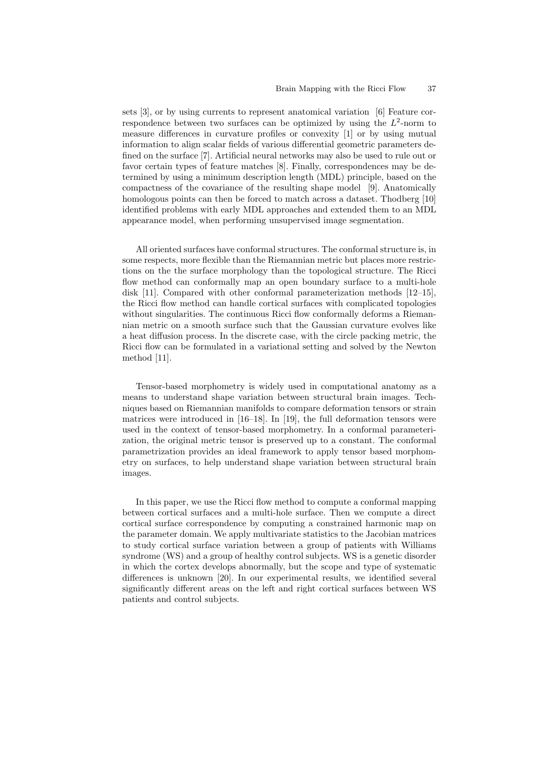sets [3], or by using currents to represent anatomical variation [6] Feature correspondence between two surfaces can be optimized by using the $L^2$-norm to measure differences in curvature profiles or convexity [1] or by using mutual information to align scalar fields of various differential geometric parameters defined on the surface [7]. Artificial neural networks may also be used to rule out or favor certain types of feature matches [8]. Finally, correspondences may be determined by using a minimum description length (MDL) principle, based on the compactness of the covariance of the resulting shape model [9]. Anatomically homologous points can then be forced to match across a dataset. Thodberg [10] identified problems with early MDL approaches and extended them to an MDL appearance model, when performing unsupervised image segmentation.

All oriented surfaces have conformal structures. The conformal structure is, in some respects, more flexible than the Riemannian metric but places more restrictions on the the surface morphology than the topological structure. The Ricci flow method can conformally map an open boundary surface to a multi-hole disk [11]. Compared with other conformal parameterization methods [12–15], the Ricci flow method can handle cortical surfaces with complicated topologies without singularities. The continuous Ricci flow conformally deforms a Riemannian metric on a smooth surface such that the Gaussian curvature evolves like a heat diffusion process. In the discrete case, with the circle packing metric, the Ricci flow can be formulated in a variational setting and solved by the Newton method [11].

Tensor-based morphometry is widely used in computational anatomy as a means to understand shape variation between structural brain images. Techniques based on Riemannian manifolds to compare deformation tensors or strain matrices were introduced in [16–18]. In [19], the full deformation tensors were used in the context of tensor-based morphometry. In a conformal parameterization, the original metric tensor is preserved up to a constant. The conformal parametrization provides an ideal framework to apply tensor based morphometry on surfaces, to help understand shape variation between structural brain images.

In this paper, we use the Ricci flow method to compute a conformal mapping between cortical surfaces and a multi-hole surface. Then we compute a direct cortical surface correspondence by computing a constrained harmonic map on the parameter domain. We apply multivariate statistics to the Jacobian matrices to study cortical surface variation between a group of patients with Williams syndrome (WS) and a group of healthy control subjects. WS is a genetic disorder in which the cortex develops abnormally, but the scope and type of systematic differences is unknown [20]. In our experimental results, we identified several significantly different areas on the left and right cortical surfaces between WS patients and control subjects.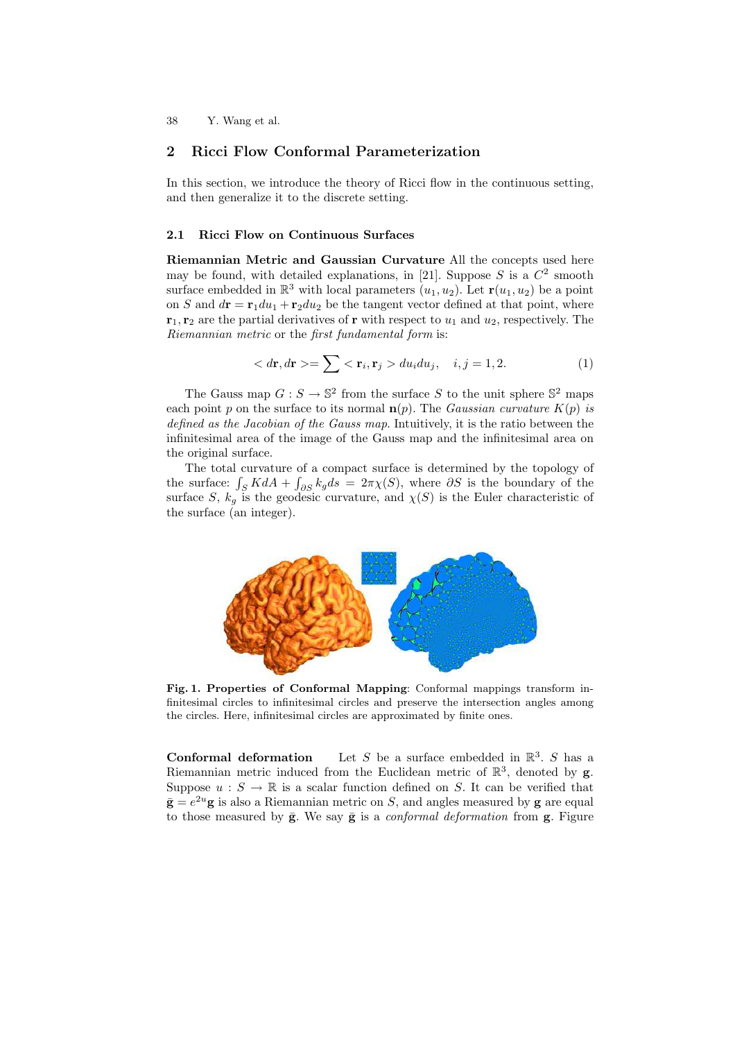## 2 Ricci Flow Conformal Parameterization

In this section, we introduce the theory of Ricci flow in the continuous setting, and then generalize it to the discrete setting.

### 2.1 Ricci Flow on Continuous Surfaces

**Riemannian Metric and Gaussian Curvature** All the concepts used here may be found, with detailed explanations, in [21]. Suppose $S$ is a $C^2$ smooth surface embedded in $\mathbb{R}^3$ with local parameters $(u_1, u_2)$. Let $\mathbf{r}(u_1, u_2)$ be a point on $S$ and $d\mathbf{r} = \mathbf{r}_1 du_1 + \mathbf{r}_2 du_2$ be the tangent vector defined at that point, where $\mathbf{r}_1, \mathbf{r}_2$ are the partial derivatives of $\mathbf{r}$ with respect to $u_1$ and $u_2$, respectively. The *Riemannian metric* or the *first fundamental form* is:

$$< d\mathbf{r}, d\mathbf{r} >= \sum < \mathbf{r}_i, \mathbf{r}_j > du_i du_j, \quad i, j = 1, 2. \tag{1}$$

The Gauss map $G : S \to \mathbb{S}^2$ from the surface $S$ to the unit sphere $\mathbb{S}^2$ maps each point $p$ on the surface to its normal $\mathbf{n}(p)$. The *Gaussian curvature $K(p)$ is defined as the Jacobian of the Gauss map*. Intuitively, it is the ratio between the infinitesimal area of the image of the Gauss map and the infinitesimal area on the original surface.

The total curvature of a compact surface is determined by the topology of the surface: $\int_S K dA + \int_{\partial S} k_g ds = 2\pi\chi(S)$, where $\partial S$ is the boundary of the surface $S$, $k_g$ is the geodesic curvature, and $\chi(S)$ is the Euler characteristic of the surface (an integer).

**Fig. 1. Properties of Conformal Mapping**: Conformal mappings transform infinitesimal circles to infinitesimal circles and preserve the intersection angles among the circles. Here, infinitesimal circles are approximated by finite ones.

**Conformal deformation** Let $S$ be a surface embedded in $\mathbb{R}^3$. $S$ has a Riemannian metric induced from the Euclidean metric of $\mathbb{R}^3$, denoted by $\mathbf{g}$. Suppose $u : S \to \mathbb{R}$ is a scalar function defined on $S$. It can be verified that $\bar{\mathbf{g}} = e^{2u}\mathbf{g}$ is also a Riemannian metric on $S$, and angles measured by $\mathbf{g}$ are equal to those measured by $\bar{\mathbf{g}}$. We say $\bar{\mathbf{g}}$ is a *conformal deformation* from $\mathbf{g}$. Figure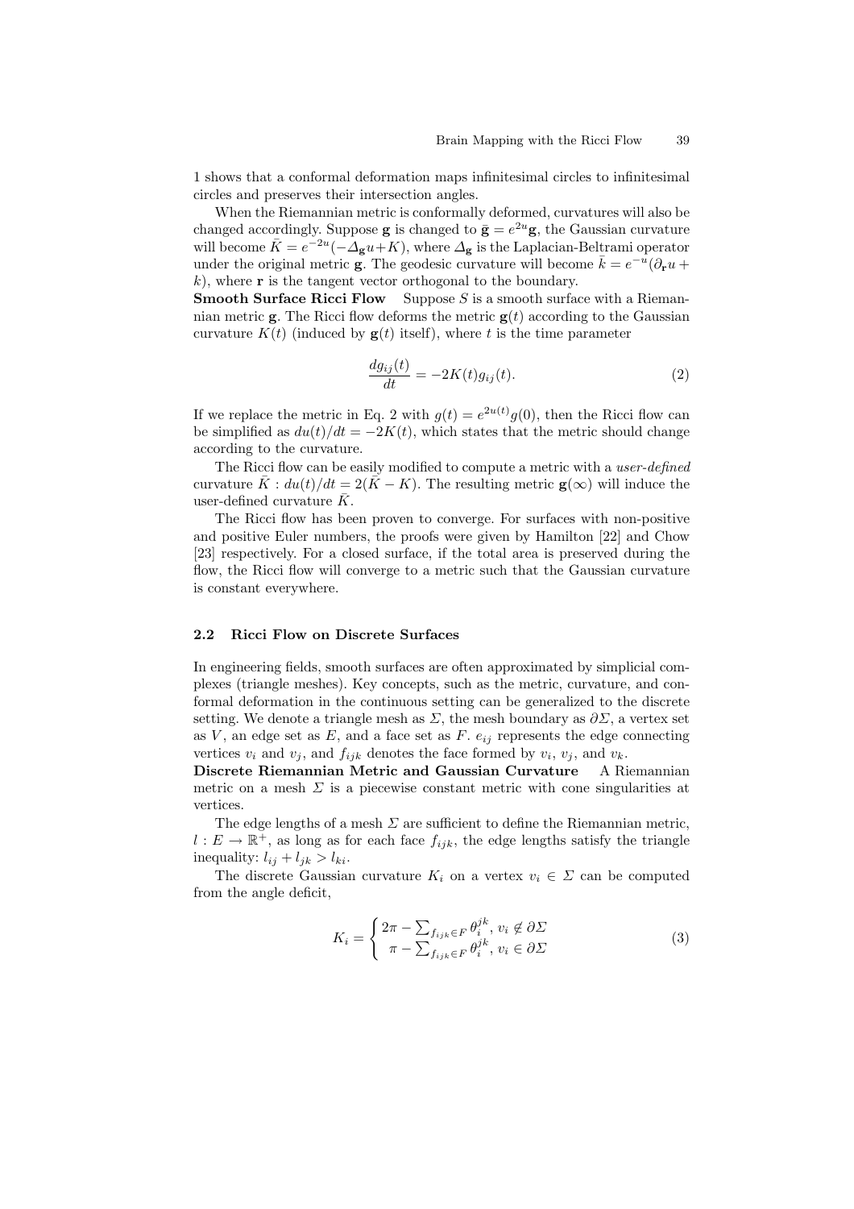1 shows that a conformal deformation maps infinitesimal circles to infinitesimal circles and preserves their intersection angles.

When the Riemannian metric is conformally deformed, curvatures will also be changed accordingly. Suppose $\mathbf{g}$ is changed to $\bar{\mathbf{g}} = e^{2u}\mathbf{g}$, the Gaussian curvature will become $\bar{K} = e^{-2u}(-\Delta_{\mathbf{g}} u + K)$, where $\Delta_{\mathbf{g}}$ is the Laplacian-Beltrami operator under the original metric $\mathbf{g}$. The geodesic curvature will become $\bar{k} = e^{-u}(\partial_{\mathbf{r}} u + k)$, where $\mathbf{r}$ is the tangent vector orthogonal to the boundary.

**Smooth Surface Ricci Flow** Suppose $S$ is a smooth surface with a Riemannian metric $\mathbf{g}$. The Ricci flow deforms the metric $\mathbf{g}(t)$ according to the Gaussian curvature $K(t)$ (induced by $\mathbf{g}(t)$ itself), where $t$ is the time parameter

$$\frac{dg_{ij}(t)}{dt} = -2K(t)g_{ij}(t). \tag{2}$$

If we replace the metric in Eq. 2 with $g(t) = e^{2u(t)}g(0)$, then the Ricci flow can be simplified as $du(t)/dt = -2K(t)$, which states that the metric should change according to the curvature.

The Ricci flow can be easily modified to compute a metric with a *user-defined* curvature $\bar{K}$ : $du(t)/dt = 2(\bar{K} - K)$. The resulting metric $\mathbf{g}(\infty)$ will induce the user-defined curvature $\bar{K}$.

The Ricci flow has been proven to converge. For surfaces with non-positive and positive Euler numbers, the proofs were given by Hamilton [22] and Chow [23] respectively. For a closed surface, if the total area is preserved during the flow, the Ricci flow will converge to a metric such that the Gaussian curvature is constant everywhere.

### 2.2 Ricci Flow on Discrete Surfaces

In engineering fields, smooth surfaces are often approximated by simplicial complexes (triangle meshes). Key concepts, such as the metric, curvature, and conformal deformation in the continuous setting can be generalized to the discrete setting. We denote a triangle mesh as $\Sigma$, the mesh boundary as $\partial\Sigma$, a vertex set as $V$, an edge set as $E$, and a face set as $F$. $e_{ij}$ represents the edge connecting vertices $v_i$ and $v_j$, and $f_{ijk}$ denotes the face formed by $v_i$, $v_j$, and $v_k$.

**Discrete Riemannian Metric and Gaussian Curvature** A Riemannian metric on a mesh $\Sigma$ is a piecewise constant metric with cone singularities at vertices.

The edge lengths of a mesh $\Sigma$ are sufficient to define the Riemannian metric, $l : E \to \mathbb{R}^+$, as long as for each face $f_{ijk}$, the edge lengths satisfy the triangle inequality: $l_{ij} + l_{jk} > l_{ki}$.

The discrete Gaussian curvature $K_i$ on a vertex $v_i \in \Sigma$ can be computed from the angle deficit,

$$K_i = \begin{cases} 2\pi - \sum_{f_{ijk} \in F} \theta_i^{jk}, \; v_i \notin \partial\Sigma \\ \;\;\pi - \sum_{f_{ijk} \in F} \theta_i^{jk}, \; v_i \in \partial\Sigma \end{cases} \tag{3}$$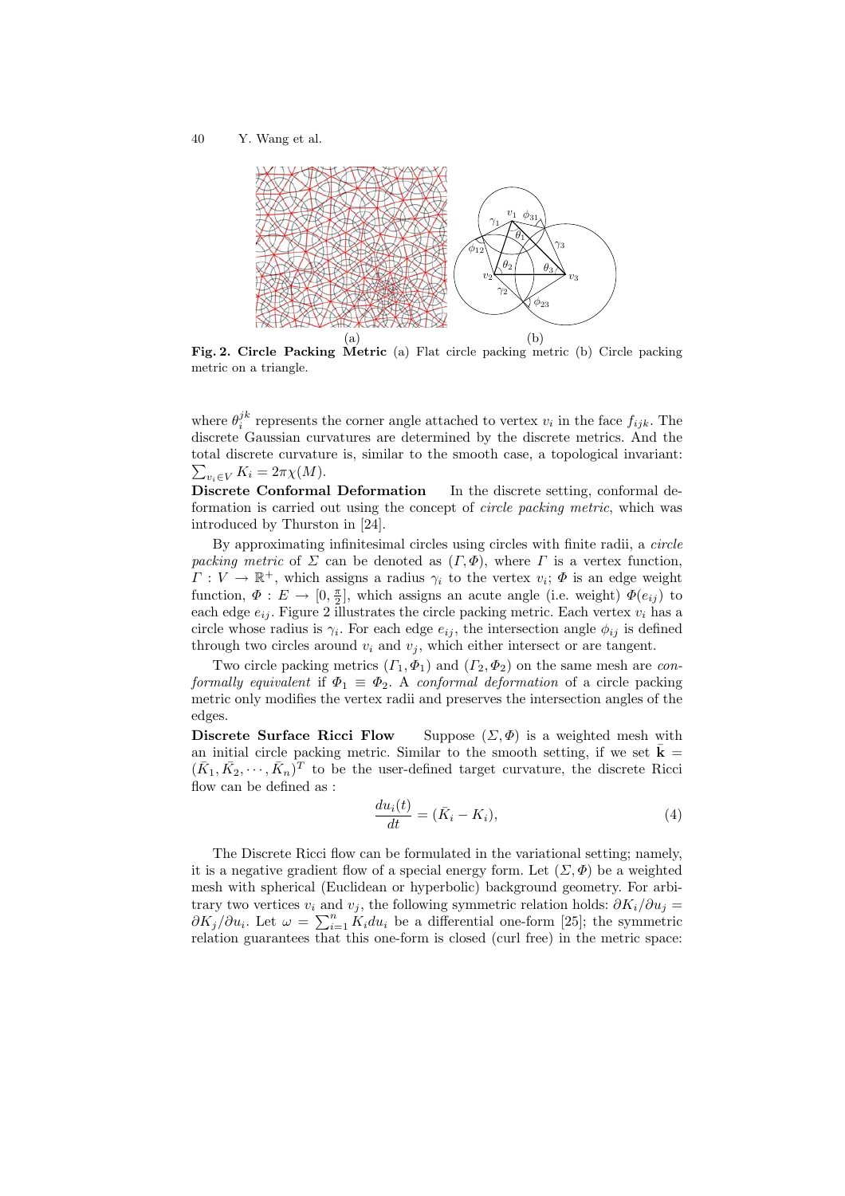**Fig. 2. Circle Packing Metric** (a) Flat circle packing metric (b) Circle packing metric on a triangle.

where $\theta_i^{jk}$ represents the corner angle attached to vertex $v_i$ in the face $f_{ijk}$. The discrete Gaussian curvatures are determined by the discrete metrics. And the total discrete curvature is, similar to the smooth case, a topological invariant: $\sum_{v_i \in V} K_i = 2\pi\chi(M)$.

**Discrete Conformal Deformation** In the discrete setting, conformal deformation is carried out using the concept of *circle packing metric*, which was introduced by Thurston in [24].

By approximating infinitesimal circles using circles with finite radii, a *circle packing metric* of $\Sigma$ can be denoted as $(\Gamma, \Phi)$, where $\Gamma$ is a vertex function, $\Gamma : V \rightarrow \mathbb{R}^+$, which assigns a radius $\gamma_i$ to the vertex $v_i$; $\Phi$ is an edge weight function, $\Phi : E \rightarrow [0, \frac{\pi}{2}]$, which assigns an acute angle (i.e. weight) $\Phi(e_{ij})$ to each edge $e_{ij}$. Figure 2 illustrates the circle packing metric. Each vertex $v_i$ has a circle whose radius is $\gamma_i$. For each edge $e_{ij}$, the intersection angle $\phi_{ij}$ is defined through two circles around $v_i$ and $v_j$, which either intersect or are tangent.

Two circle packing metrics $(\Gamma_1, \Phi_1)$ and $(\Gamma_2, \Phi_2)$ on the same mesh are *conformally equivalent* if $\Phi_1 \equiv \Phi_2$. A *conformal deformation* of a circle packing metric only modifies the vertex radii and preserves the intersection angles of the edges.

**Discrete Surface Ricci Flow** Suppose $(\Sigma, \Phi)$ is a weighted mesh with an initial circle packing metric. Similar to the smooth setting, if we set $\bar{\mathbf{k}} = (\bar{K}_1, \bar{K}_2, \cdots, \bar{K}_n)^T$ to be the user-defined target curvature, the discrete Ricci flow can be defined as :

$$\frac{du_i(t)}{dt} = (\bar{K}_i - K_i), \tag{4}$$

The Discrete Ricci flow can be formulated in the variational setting; namely, it is a negative gradient flow of a special energy form. Let $(\Sigma, \Phi)$ be a weighted mesh with spherical (Euclidean or hyperbolic) background geometry. For arbitrary two vertices $v_i$ and $v_j$, the following symmetric relation holds: $\partial K_i / \partial u_j = \partial K_j / \partial u_i$. Let $\omega = \sum_{i=1}^n K_i du_i$ be a differential one-form [25]; the symmetric relation guarantees that this one-form is closed (curl free) in the metric space: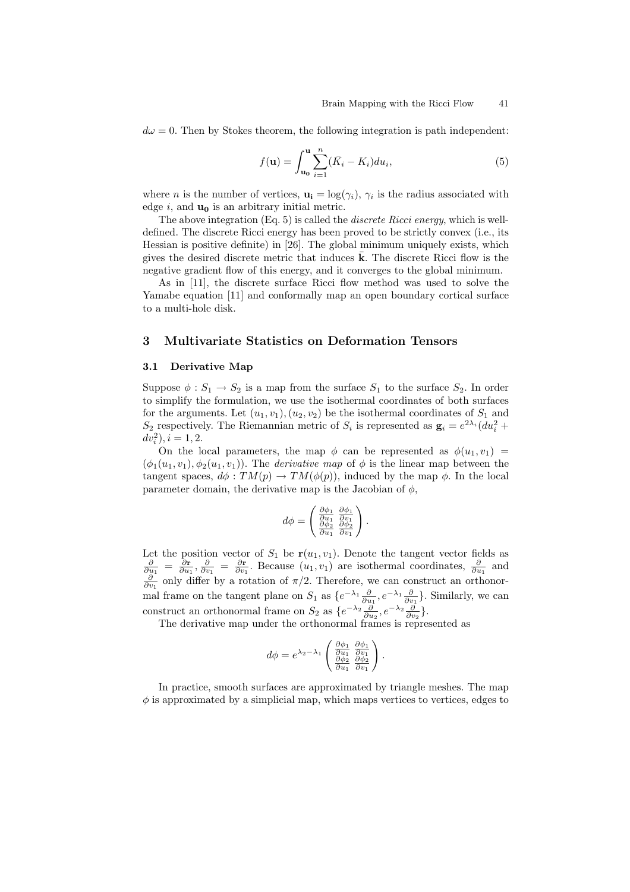$d\omega = 0$. Then by Stokes theorem, the following integration is path independent:

$$f(\mathbf{u}) = \int_{\mathbf{u_0}}^{\mathbf{u}} \sum_{i=1}^{n} (\bar{K}_i - K_i) du_i, \tag{5}$$

where $n$ is the number of vertices, $\mathbf{u_i} = \log(\gamma_i)$, $\gamma_i$ is the radius associated with edge $i$, and $\mathbf{u_0}$ is an arbitrary initial metric.

The above integration (Eq. 5) is called the *discrete Ricci energy*, which is well-defined. The discrete Ricci energy has been proved to be strictly convex (i.e., its Hessian is positive definite) in [26]. The global minimum uniquely exists, which gives the desired discrete metric that induces $\bar{\mathbf{k}}$. The discrete Ricci flow is the negative gradient flow of this energy, and it converges to the global minimum.

As in [11], the discrete surface Ricci flow method was used to solve the Yamabe equation [11] and conformally map an open boundary cortical surface to a multi-hole disk.

## 3 Multivariate Statistics on Deformation Tensors

### 3.1 Derivative Map

Suppose $\phi : S_1 \to S_2$ is a map from the surface $S_1$ to the surface $S_2$. In order to simplify the formulation, we use the isothermal coordinates of both surfaces for the arguments. Let $(u_1, v_1), (u_2, v_2)$ be the isothermal coordinates of $S_1$ and $S_2$ respectively. The Riemannian metric of $S_i$ is represented as $\mathbf{g}_i = e^{2\lambda_i}(du_i^2 + dv_i^2), i = 1, 2$.

On the local parameters, the map $\phi$ can be represented as $\phi(u_1, v_1) = (\phi_1(u_1, v_1), \phi_2(u_1, v_1))$. The *derivative map* of $\phi$ is the linear map between the tangent spaces, $d\phi : TM(p) \to TM(\phi(p))$, induced by the map $\phi$. In the local parameter domain, the derivative map is the Jacobian of $\phi$,

$$d\phi = \begin{pmatrix} \frac{\partial \phi_1}{\partial u_1} & \frac{\partial \phi_1}{\partial v_1} \\ \frac{\partial \phi_2}{\partial u_1} & \frac{\partial \phi_2}{\partial v_1} \end{pmatrix}.$$

Let the position vector of $S_1$ be $\mathbf{r}(u_1, v_1)$. Denote the tangent vector fields as $\frac{\partial}{\partial u_1} = \frac{\partial \mathbf{r}}{\partial u_1}, \frac{\partial}{\partial v_1} = \frac{\partial \mathbf{r}}{\partial v_1}$. Because $(u_1, v_1)$ are isothermal coordinates, $\frac{\partial}{\partial u_1}$ and $\frac{\partial}{\partial v_1}$ only differ by a rotation of $\pi/2$. Therefore, we can construct an orthonormal frame on the tangent plane on $S_1$ as $\{e^{-\lambda_1}\frac{\partial}{\partial u_1}, e^{-\lambda_1}\frac{\partial}{\partial v_1}\}$. Similarly, we can construct an orthonormal frame on $S_2$ as $\{e^{-\lambda_2}\frac{\partial}{\partial u_2}, e^{-\lambda_2}\frac{\partial}{\partial v_2}\}$.

The derivative map under the orthonormal frames is represented as

$$d\phi = e^{\lambda_2 - \lambda_1} \begin{pmatrix} \frac{\partial \phi_1}{\partial u_1} & \frac{\partial \phi_1}{\partial v_1} \\ \frac{\partial \phi_2}{\partial u_1} & \frac{\partial \phi_2}{\partial v_1} \end{pmatrix}.$$

In practice, smooth surfaces are approximated by triangle meshes. The map $\phi$ is approximated by a simplicial map, which maps vertices to vertices, edges to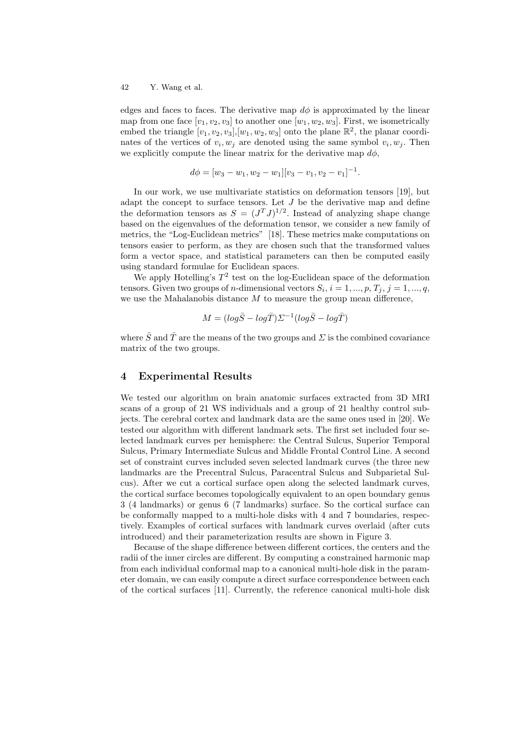edges and faces to faces. The derivative map $d\phi$ is approximated by the linear map from one face $[v_1, v_2, v_3]$ to another one $[w_1, w_2, w_3]$. First, we isometrically embed the triangle $[v_1, v_2, v_3]$,$[w_1, w_2, w_3]$ onto the plane $\mathbb{R}^2$, the planar coordinates of the vertices of $v_i, w_j$ are denoted using the same symbol $v_i, w_j$. Then we explicitly compute the linear matrix for the derivative map $d\phi$,

$$d\phi = [w_3 - w_1, w_2 - w_1][v_3 - v_1, v_2 - v_1]^{-1}.$$

In our work, we use multivariate statistics on deformation tensors [19], but adapt the concept to surface tensors. Let $J$ be the derivative map and define the deformation tensors as $S = (J^T J)^{1/2}$. Instead of analyzing shape change based on the eigenvalues of the deformation tensor, we consider a new family of metrics, the "Log-Euclidean metrics" [18]. These metrics make computations on tensors easier to perform, as they are chosen such that the transformed values form a vector space, and statistical parameters can then be computed easily using standard formulae for Euclidean spaces.

We apply Hotelling's $T^2$ test on the log-Euclidean space of the deformation tensors. Given two groups of $n$-dimensional vectors $S_i$, $i = 1, ..., p$, $T_j$, $j = 1, ..., q$, we use the Mahalanobis distance $M$ to measure the group mean difference,

$$M = (log\bar{S} - log\bar{T})\Sigma^{-1}(log\bar{S} - log\bar{T})$$

where $\bar{S}$ and $\bar{T}$ are the means of the two groups and $\Sigma$ is the combined covariance matrix of the two groups.

## 4 Experimental Results

We tested our algorithm on brain anatomic surfaces extracted from 3D MRI scans of a group of 21 WS individuals and a group of 21 healthy control subjects. The cerebral cortex and landmark data are the same ones used in [20]. We tested our algorithm with different landmark sets. The first set included four selected landmark curves per hemisphere: the Central Sulcus, Superior Temporal Sulcus, Primary Intermediate Sulcus and Middle Frontal Control Line. A second set of constraint curves included seven selected landmark curves (the three new landmarks are the Precentral Sulcus, Paracentral Sulcus and Subparietal Sulcus). After we cut a cortical surface open along the selected landmark curves, the cortical surface becomes topologically equivalent to an open boundary genus 3 (4 landmarks) or genus 6 (7 landmarks) surface. So the cortical surface can be conformally mapped to a multi-hole disks with 4 and 7 boundaries, respectively. Examples of cortical surfaces with landmark curves overlaid (after cuts introduced) and their parameterization results are shown in Figure 3.

Because of the shape difference between different cortices, the centers and the radii of the inner circles are different. By computing a constrained harmonic map from each individual conformal map to a canonical multi-hole disk in the parameter domain, we can easily compute a direct surface correspondence between each of the cortical surfaces [11]. Currently, the reference canonical multi-hole disk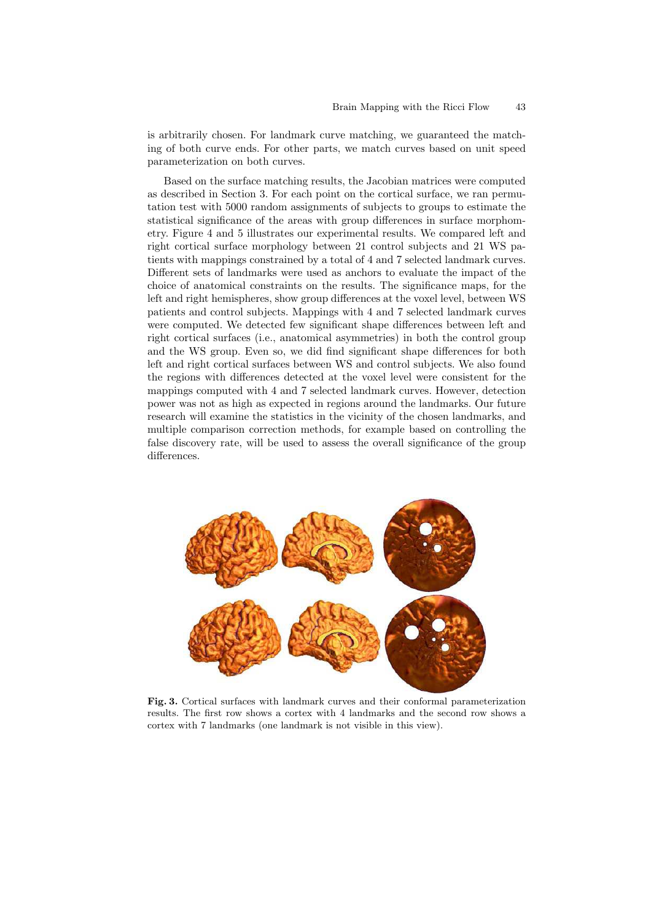is arbitrarily chosen. For landmark curve matching, we guaranteed the matching of both curve ends. For other parts, we match curves based on unit speed parameterization on both curves.

Based on the surface matching results, the Jacobian matrices were computed as described in Section 3. For each point on the cortical surface, we ran permutation test with 5000 random assignments of subjects to groups to estimate the statistical significance of the areas with group differences in surface morphometry. Figure 4 and 5 illustrates our experimental results. We compared left and right cortical surface morphology between 21 control subjects and 21 WS patients with mappings constrained by a total of 4 and 7 selected landmark curves. Different sets of landmarks were used as anchors to evaluate the impact of the choice of anatomical constraints on the results. The significance maps, for the left and right hemispheres, show group differences at the voxel level, between WS patients and control subjects. Mappings with 4 and 7 selected landmark curves were computed. We detected few significant shape differences between left and right cortical surfaces (i.e., anatomical asymmetries) in both the control group and the WS group. Even so, we did find significant shape differences for both left and right cortical surfaces between WS and control subjects. We also found the regions with differences detected at the voxel level were consistent for the mappings computed with 4 and 7 selected landmark curves. However, detection power was not as high as expected in regions around the landmarks. Our future research will examine the statistics in the vicinity of the chosen landmarks, and multiple comparison correction methods, for example based on controlling the false discovery rate, will be used to assess the overall significance of the group differences.

**Fig. 3.** Cortical surfaces with landmark curves and their conformal parameterization results. The first row shows a cortex with 4 landmarks and the second row shows a cortex with 7 landmarks (one landmark is not visible in this view).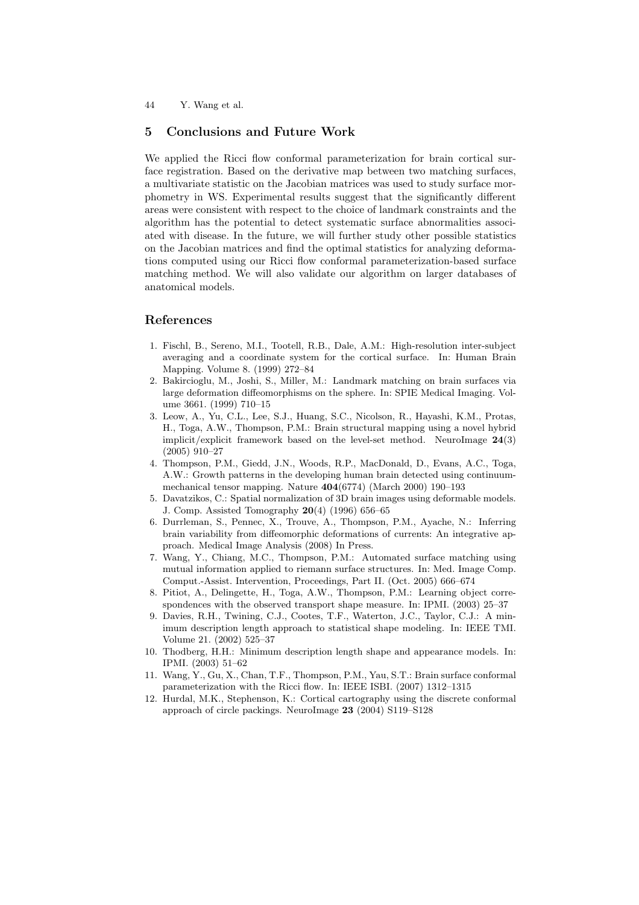## 5 Conclusions and Future Work

We applied the Ricci flow conformal parameterization for brain cortical surface registration. Based on the derivative map between two matching surfaces, a multivariate statistic on the Jacobian matrices was used to study surface morphometry in WS. Experimental results suggest that the significantly different areas were consistent with respect to the choice of landmark constraints and the algorithm has the potential to detect systematic surface abnormalities associated with disease. In the future, we will further study other possible statistics on the Jacobian matrices and find the optimal statistics for analyzing deformations computed using our Ricci flow conformal parameterization-based surface matching method. We will also validate our algorithm on larger databases of anatomical models.

## References

1. Fischl, B., Sereno, M.I., Tootell, R.B., Dale, A.M.: High-resolution inter-subject averaging and a coordinate system for the cortical surface. In: Human Brain Mapping. Volume 8. (1999) 272–84
2. Bakircioglu, M., Joshi, S., Miller, M.: Landmark matching on brain surfaces via large deformation diffeomorphisms on the sphere. In: SPIE Medical Imaging. Volume 3661. (1999) 710–15
3. Leow, A., Yu, C.L., Lee, S.J., Huang, S.C., Nicolson, R., Hayashi, K.M., Protas, H., Toga, A.W., Thompson, P.M.: Brain structural mapping using a novel hybrid implicit/explicit framework based on the level-set method. NeuroImage **24**(3) (2005) 910–27
4. Thompson, P.M., Giedd, J.N., Woods, R.P., MacDonald, D., Evans, A.C., Toga, A.W.: Growth patterns in the developing human brain detected using continuum-mechanical tensor mapping. Nature **404**(6774) (March 2000) 190–193
5. Davatzikos, C.: Spatial normalization of 3D brain images using deformable models. J. Comp. Assisted Tomography **20**(4) (1996) 656–65
6. Durrleman, S., Pennec, X., Trouve, A., Thompson, P.M., Ayache, N.: Inferring brain variability from diffeomorphic deformations of currents: An integrative approach. Medical Image Analysis (2008) In Press.
7. Wang, Y., Chiang, M.C., Thompson, P.M.: Automated surface matching using mutual information applied to riemann surface structures. In: Med. Image Comp. Comput.-Assist. Intervention, Proceedings, Part II. (Oct. 2005) 666–674
8. Pitiot, A., Delingette, H., Toga, A.W., Thompson, P.M.: Learning object correspondences with the observed transport shape measure. In: IPMI. (2003) 25–37
9. Davies, R.H., Twining, C.J., Cootes, T.F., Waterton, J.C., Taylor, C.J.: A minimum description length approach to statistical shape modeling. In: IEEE TMI. Volume 21. (2002) 525–37
10. Thodberg, H.H.: Minimum description length shape and appearance models. In: IPMI. (2003) 51–62
11. Wang, Y., Gu, X., Chan, T.F., Thompson, P.M., Yau, S.T.: Brain surface conformal parameterization with the Ricci flow. In: IEEE ISBI. (2007) 1312–1315
12. Hurdal, M.K., Stephenson, K.: Cortical cartography using the discrete conformal approach of circle packings. NeuroImage **23** (2004) S119–S128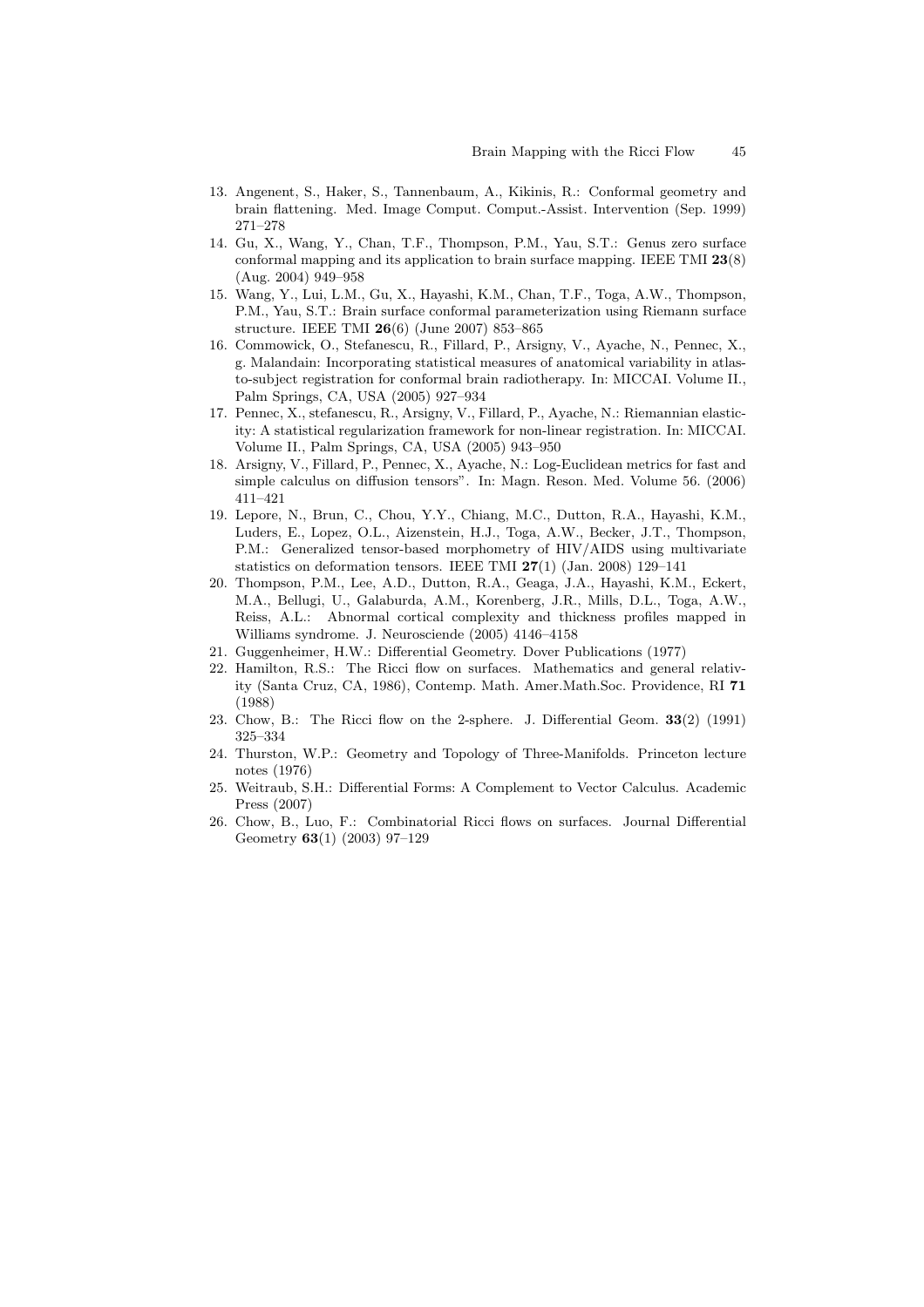13. Angenent, S., Haker, S., Tannenbaum, A., Kikinis, R.: Conformal geometry and brain flattening. Med. Image Comput. Comput.-Assist. Intervention (Sep. 1999) 271–278
14. Gu, X., Wang, Y., Chan, T.F., Thompson, P.M., Yau, S.T.: Genus zero surface conformal mapping and its application to brain surface mapping. IEEE TMI **23**(8) (Aug. 2004) 949–958
15. Wang, Y., Lui, L.M., Gu, X., Hayashi, K.M., Chan, T.F., Toga, A.W., Thompson, P.M., Yau, S.T.: Brain surface conformal parameterization using Riemann surface structure. IEEE TMI **26**(6) (June 2007) 853–865
16. Commowick, O., Stefanescu, R., Fillard, P., Arsigny, V., Ayache, N., Pennec, X., g. Malandain: Incorporating statistical measures of anatomical variability in atlas-to-subject registration for conformal brain radiotherapy. In: MICCAI. Volume II., Palm Springs, CA, USA (2005) 927–934
17. Pennec, X., stefanescu, R., Arsigny, V., Fillard, P., Ayache, N.: Riemannian elasticity: A statistical regularization framework for non-linear registration. In: MICCAI. Volume II., Palm Springs, CA, USA (2005) 943–950
18. Arsigny, V., Fillard, P., Pennec, X., Ayache, N.: Log-Euclidean metrics for fast and simple calculus on diffusion tensors". In: Magn. Reson. Med. Volume 56. (2006) 411–421
19. Lepore, N., Brun, C., Chou, Y.Y., Chiang, M.C., Dutton, R.A., Hayashi, K.M., Luders, E., Lopez, O.L., Aizenstein, H.J., Toga, A.W., Becker, J.T., Thompson, P.M.: Generalized tensor-based morphometry of HIV/AIDS using multivariate statistics on deformation tensors. IEEE TMI **27**(1) (Jan. 2008) 129–141
20. Thompson, P.M., Lee, A.D., Dutton, R.A., Geaga, J.A., Hayashi, K.M., Eckert, M.A., Bellugi, U., Galaburda, A.M., Korenberg, J.R., Mills, D.L., Toga, A.W., Reiss, A.L.: Abnormal cortical complexity and thickness profiles mapped in Williams syndrome. J. Neurosciende (2005) 4146–4158
21. Guggenheimer, H.W.: Differential Geometry. Dover Publications (1977)
22. Hamilton, R.S.: The Ricci flow on surfaces. Mathematics and general relativity (Santa Cruz, CA, 1986), Contemp. Math. Amer.Math.Soc. Providence, RI **71** (1988)
23. Chow, B.: The Ricci flow on the 2-sphere. J. Differential Geom. **33**(2) (1991) 325–334
24. Thurston, W.P.: Geometry and Topology of Three-Manifolds. Princeton lecture notes (1976)
25. Weitraub, S.H.: Differential Forms: A Complement to Vector Calculus. Academic Press (2007)
26. Chow, B., Luo, F.: Combinatorial Ricci flows on surfaces. Journal Differential Geometry **63**(1) (2003) 97–129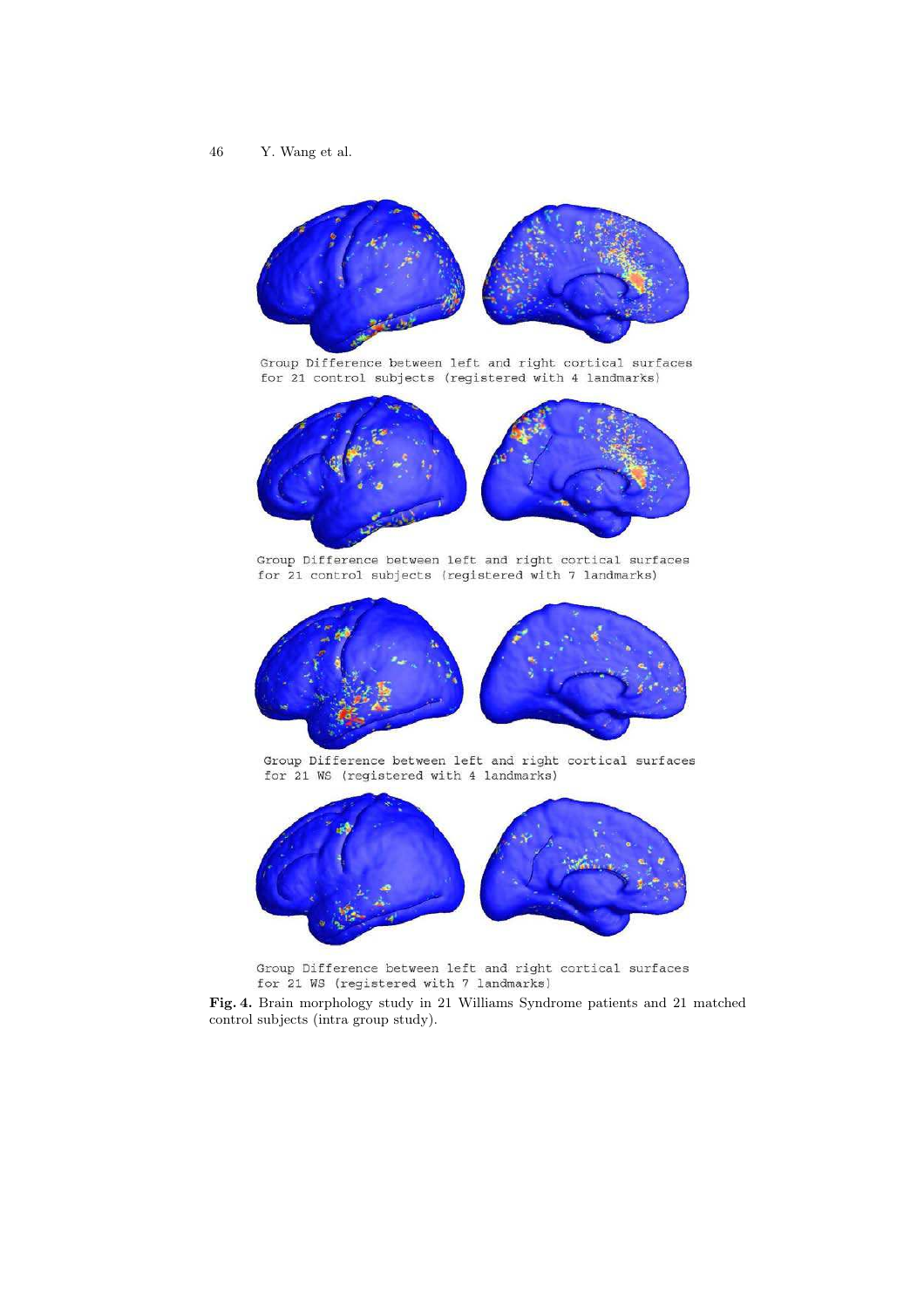Group Difference between left and right cortical surfaces for 21 control subjects (registered with 4 landmarks)

Group Difference between left and right cortical surfaces for 21 control subjects (registered with 7 landmarks)

Group Difference between left and right cortical surfaces for 21 WS (registered with 4 landmarks)

Group Difference between left and right cortical surfaces for 21 WS (registered with 7 landmarks)

**Fig. 4.** Brain morphology study in 21 Williams Syndrome patients and 21 matched control subjects (intra group study).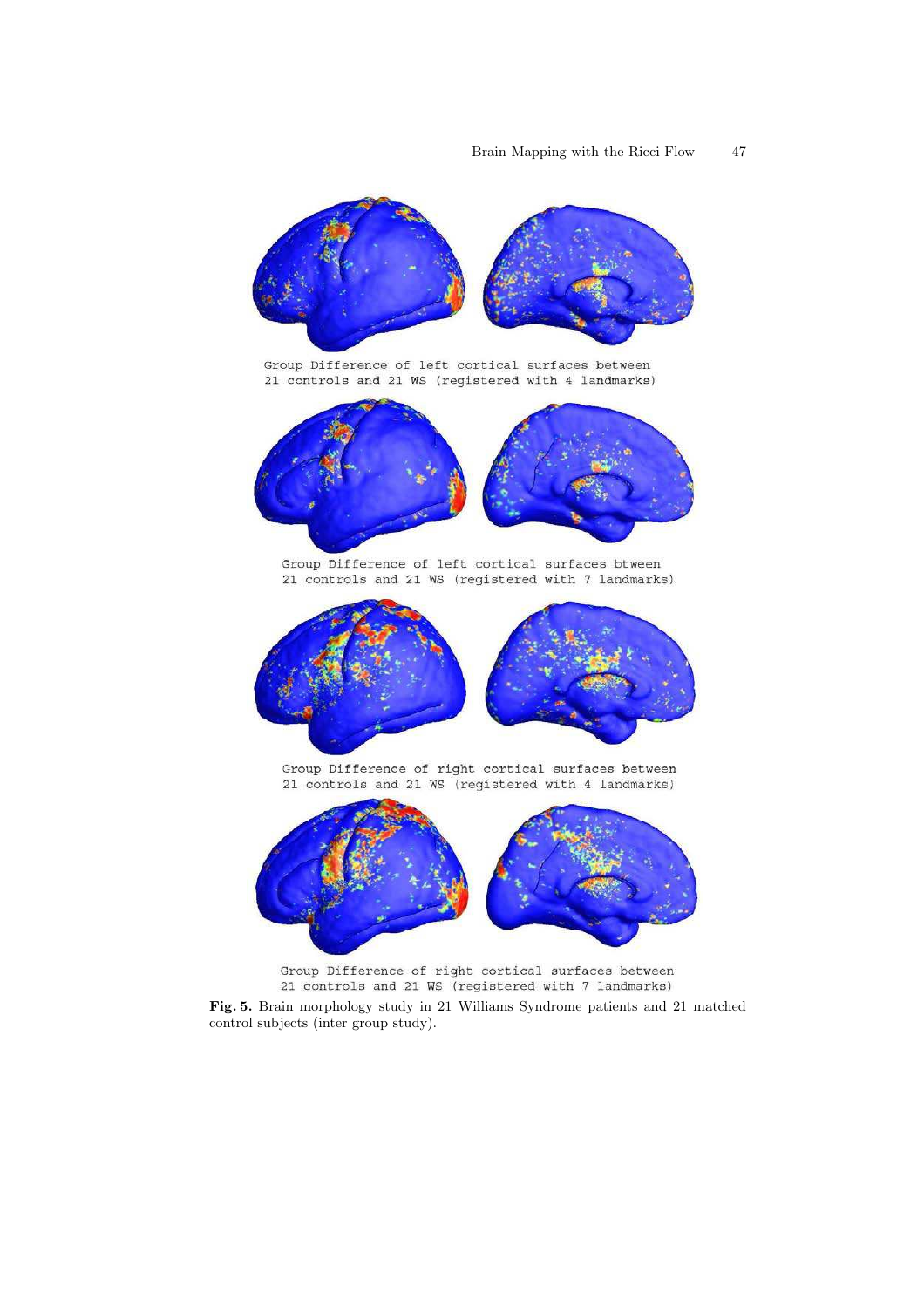Group Difference of left cortical surfaces between 21 controls and 21 WS (registered with 4 landmarks)

Group Difference of left cortical surfaces btween 21 controls and 21 WS (registered with 7 landmarks)

Group Difference of right cortical surfaces between 21 controls and 21 WS (registered with 4 landmarks)

Group Difference of right cortical surfaces between 21 controls and 21 WS (registered with 7 landmarks)

**Fig. 5.** Brain morphology study in 21 Williams Syndrome patients and 21 matched control subjects (inter group study).